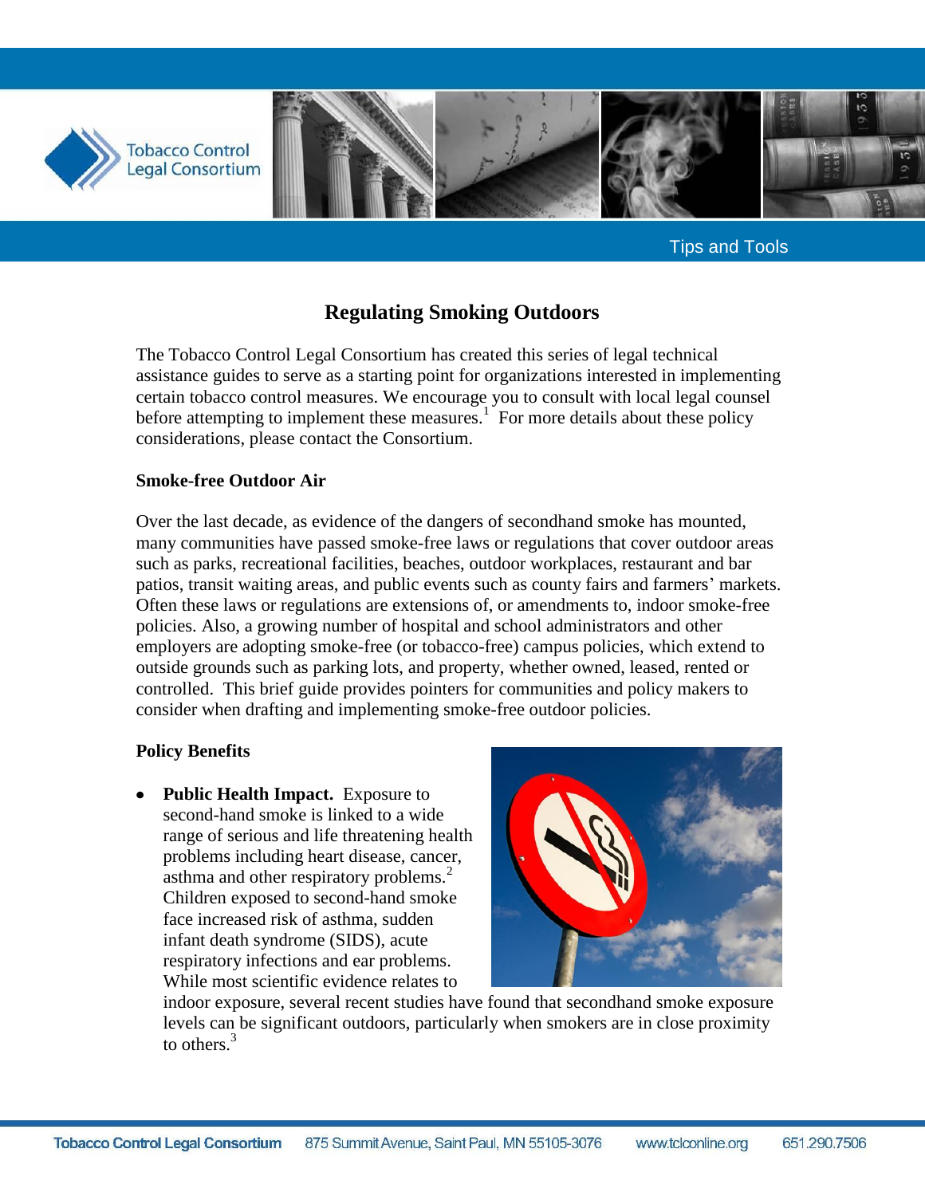Tips and Tools

# Regulating Smoking Outdoors

The Tobacco Control Legal Consortium has created this series of legal technical assistance guides to serve as a starting point for organizations interested in implementing certain tobacco control measures. We encourage you to consult with local legal counsel before attempting to implement these measures.[1] For more details about these policy considerations, please contact the Consortium.

## Smoke-free Outdoor Air

Over the last decade, as evidence of the dangers of secondhand smoke has mounted, many communities have passed smoke-free laws or regulations that cover outdoor areas such as parks, recreational facilities, beaches, outdoor workplaces, restaurant and bar patios, transit waiting areas, and public events such as county fairs and farmers' markets. Often these laws or regulations are extensions of, or amendments to, indoor smoke-free policies. Also, a growing number of hospital and school administrators and other employers are adopting smoke-free (or tobacco-free) campus policies, which extend to outside grounds such as parking lots, and property, whether owned, leased, rented or controlled. This brief guide provides pointers for communities and policy makers to consider when drafting and implementing smoke-free outdoor policies.

## Policy Benefits

- **Public Health Impact.** Exposure to second-hand smoke is linked to a wide range of serious and life threatening health problems including heart disease, cancer, asthma and other respiratory problems.[2] Children exposed to second-hand smoke face increased risk of asthma, sudden infant death syndrome (SIDS), acute respiratory infections and ear problems. While most scientific evidence relates to indoor exposure, several recent studies have found that secondhand smoke exposure levels can be significant outdoors, particularly when smokers are in close proximity to others.[3]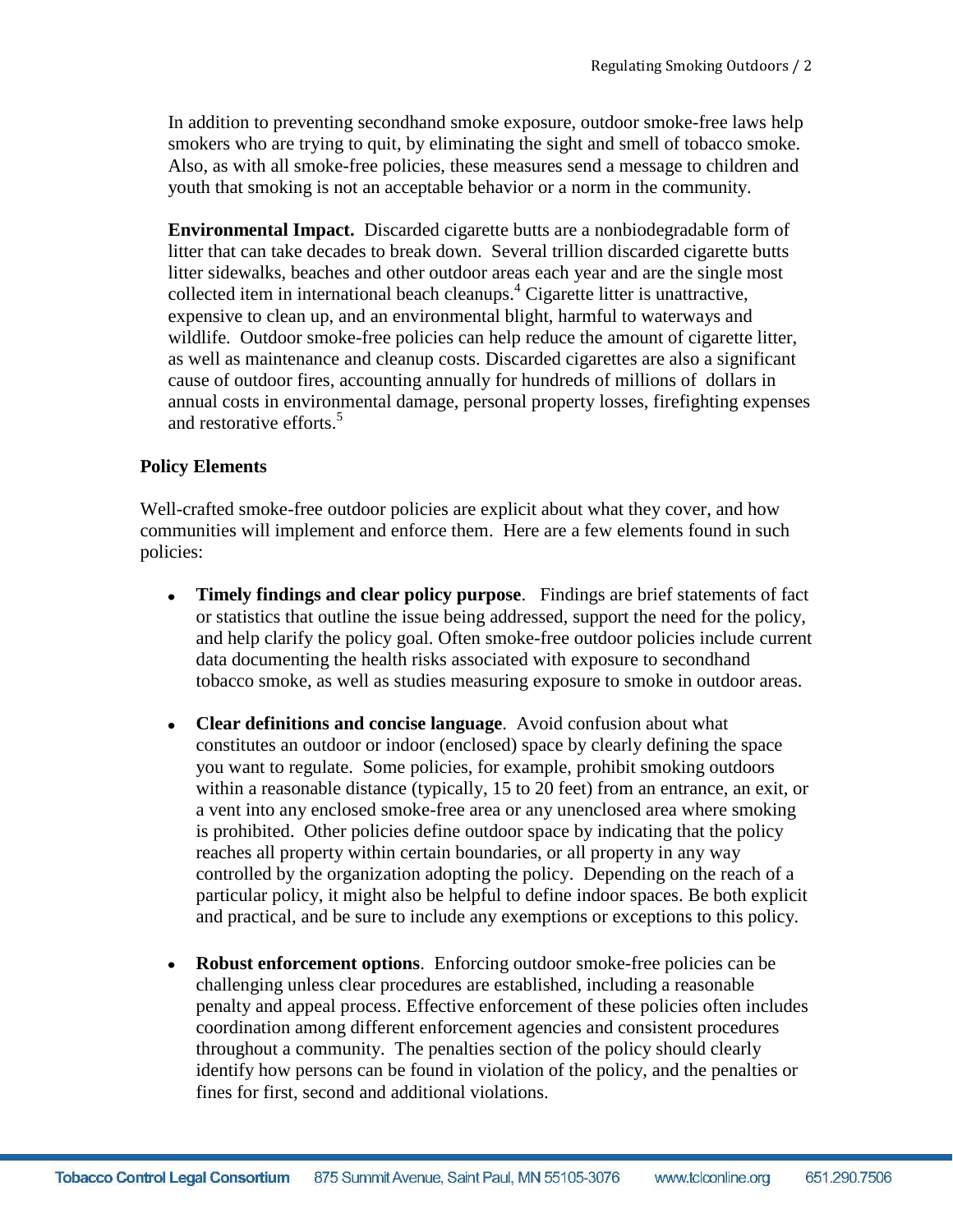In addition to preventing secondhand smoke exposure, outdoor smoke-free laws help smokers who are trying to quit, by eliminating the sight and smell of tobacco smoke. Also, as with all smoke-free policies, these measures send a message to children and youth that smoking is not an acceptable behavior or a norm in the community.

**Environmental Impact.** Discarded cigarette butts are a nonbiodegradable form of litter that can take decades to break down. Several trillion discarded cigarette butts litter sidewalks, beaches and other outdoor areas each year and are the single most collected item in international beach cleanups.[4] Cigarette litter is unattractive, expensive to clean up, and an environmental blight, harmful to waterways and wildlife. Outdoor smoke-free policies can help reduce the amount of cigarette litter, as well as maintenance and cleanup costs. Discarded cigarettes are also a significant cause of outdoor fires, accounting annually for hundreds of millions of dollars in annual costs in environmental damage, personal property losses, firefighting expenses and restorative efforts.[5]

**Policy Elements**

Well-crafted smoke-free outdoor policies are explicit about what they cover, and how communities will implement and enforce them. Here are a few elements found in such policies:

- **Timely findings and clear policy purpose**. Findings are brief statements of fact or statistics that outline the issue being addressed, support the need for the policy, and help clarify the policy goal. Often smoke-free outdoor policies include current data documenting the health risks associated with exposure to secondhand tobacco smoke, as well as studies measuring exposure to smoke in outdoor areas.

- **Clear definitions and concise language**. Avoid confusion about what constitutes an outdoor or indoor (enclosed) space by clearly defining the space you want to regulate. Some policies, for example, prohibit smoking outdoors within a reasonable distance (typically, 15 to 20 feet) from an entrance, an exit, or a vent into any enclosed smoke-free area or any unenclosed area where smoking is prohibited. Other policies define outdoor space by indicating that the policy reaches all property within certain boundaries, or all property in any way controlled by the organization adopting the policy. Depending on the reach of a particular policy, it might also be helpful to define indoor spaces. Be both explicit and practical, and be sure to include any exemptions or exceptions to this policy.

- **Robust enforcement options**. Enforcing outdoor smoke-free policies can be challenging unless clear procedures are established, including a reasonable penalty and appeal process. Effective enforcement of these policies often includes coordination among different enforcement agencies and consistent procedures throughout a community. The penalties section of the policy should clearly identify how persons can be found in violation of the policy, and the penalties or fines for first, second and additional violations.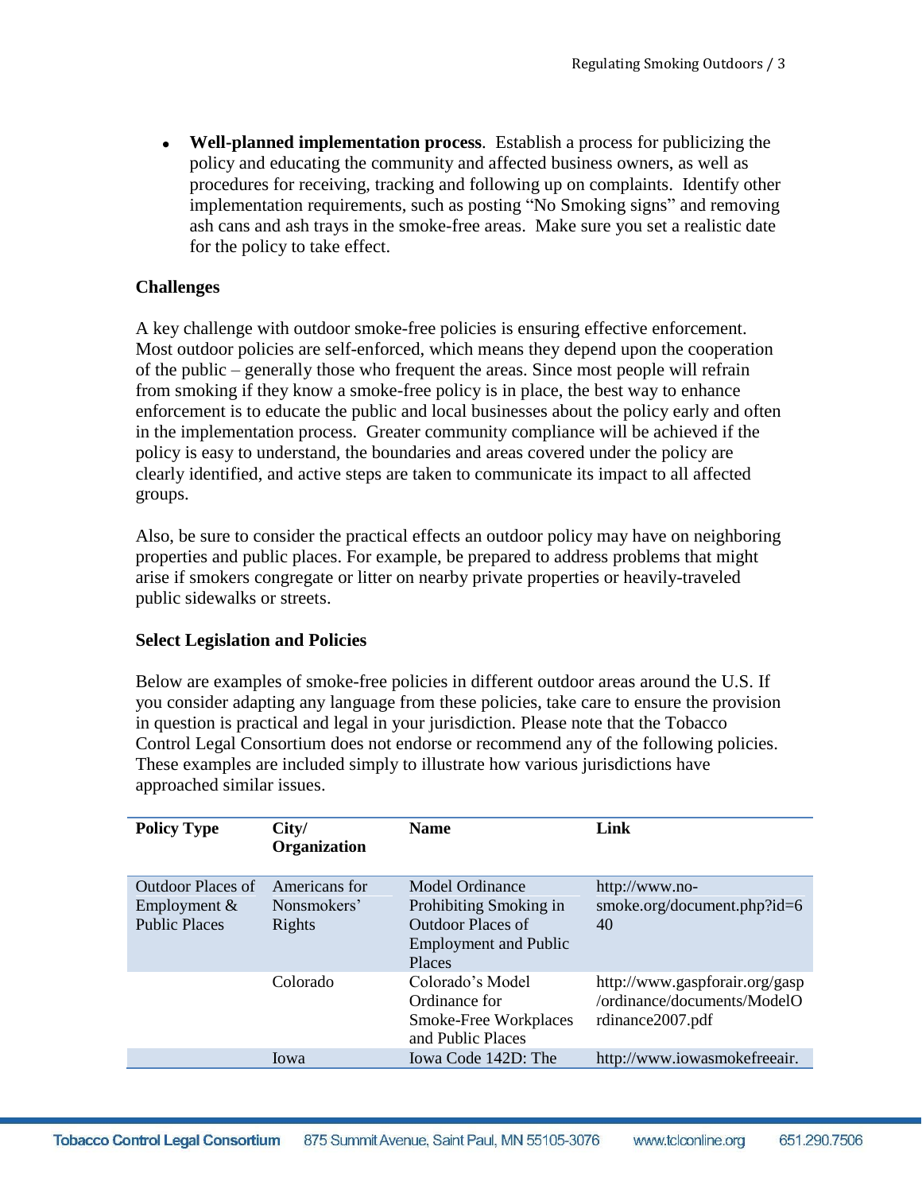- **Well-planned implementation process**. Establish a process for publicizing the policy and educating the community and affected business owners, as well as procedures for receiving, tracking and following up on complaints. Identify other implementation requirements, such as posting "No Smoking signs" and removing ash cans and ash trays in the smoke-free areas. Make sure you set a realistic date for the policy to take effect.

**Challenges**

A key challenge with outdoor smoke-free policies is ensuring effective enforcement. Most outdoor policies are self-enforced, which means they depend upon the cooperation of the public – generally those who frequent the areas. Since most people will refrain from smoking if they know a smoke-free policy is in place, the best way to enhance enforcement is to educate the public and local businesses about the policy early and often in the implementation process. Greater community compliance will be achieved if the policy is easy to understand, the boundaries and areas covered under the policy are clearly identified, and active steps are taken to communicate its impact to all affected groups.

Also, be sure to consider the practical effects an outdoor policy may have on neighboring properties and public places. For example, be prepared to address problems that might arise if smokers congregate or litter on nearby private properties or heavily-traveled public sidewalks or streets.

**Select Legislation and Policies**

Below are examples of smoke-free policies in different outdoor areas around the U.S. If you consider adapting any language from these policies, take care to ensure the provision in question is practical and legal in your jurisdiction. Please note that the Tobacco Control Legal Consortium does not endorse or recommend any of the following policies. These examples are included simply to illustrate how various jurisdictions have approached similar issues.

| Policy Type | City/ Organization | Name | Link |
|---|---|---|---|
| Outdoor Places of Employment & Public Places | Americans for Nonsmokers' Rights | Model Ordinance Prohibiting Smoking in Outdoor Places of Employment and Public Places | http://www.no-smoke.org/document.php?id=640 |
| | Colorado | Colorado's Model Ordinance for Smoke-Free Workplaces and Public Places | http://www.gaspforair.org/gasp/ordinance/documents/ModelOrdinance2007.pdf |
| | Iowa | Iowa Code 142D: The | http://www.iowasmokefreeair. |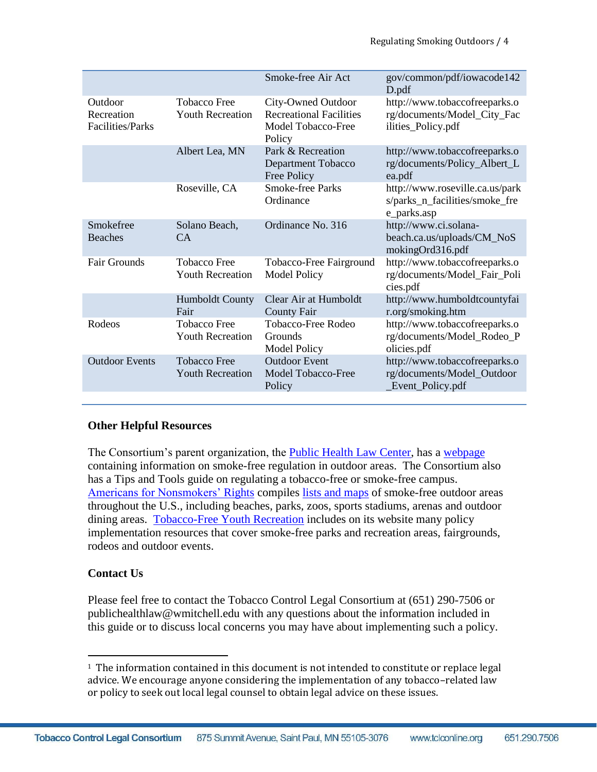| | | | |
|---|---|---|---|
| | | Smoke-free Air Act | gov/common/pdf/iowacode142D.pdf |
| Outdoor Recreation Facilities/Parks | Tobacco Free Youth Recreation | City-Owned Outdoor Recreational Facilities Model Tobacco-Free Policy | http://www.tobaccofreeparks.org/documents/Model_City_Facilities_Policy.pdf |
| | Albert Lea, MN | Park & Recreation Department Tobacco Free Policy | http://www.tobaccofreeparks.org/documents/Policy_Albert_Lea.pdf |
| | Roseville, CA | Smoke-free Parks Ordinance | http://www.roseville.ca.us/parks/parks_n_facilities/smoke_free_parks.asp |
| Smokefree Beaches | Solano Beach, CA | Ordinance No. 316 | http://www.ci.solana-beach.ca.us/uploads/CM_NoSmokingOrd316.pdf |
| Fair Grounds | Tobacco Free Youth Recreation | Tobacco-Free Fairground Model Policy | http://www.tobaccofreeparks.org/documents/Model_Fair_Policies.pdf |
| | Humboldt County Fair | Clear Air at Humboldt County Fair | http://www.humboldtcountyfair.org/smoking.htm |
| Rodeos | Tobacco Free Youth Recreation | Tobacco-Free Rodeo Grounds Model Policy | http://www.tobaccofreeparks.org/documents/Model_Rodeo_Policies.pdf |
| Outdoor Events | Tobacco Free Youth Recreation | Outdoor Event Model Tobacco-Free Policy | http://www.tobaccofreeparks.org/documents/Model_Outdoor_Event_Policy.pdf |

## Other Helpful Resources

The Consortium's parent organization, the Public Health Law Center, has a webpage containing information on smoke-free regulation in outdoor areas. The Consortium also has a Tips and Tools guide on regulating a tobacco-free or smoke-free campus. Americans for Nonsmokers' Rights compiles lists and maps of smoke-free outdoor areas throughout the U.S., including beaches, parks, zoos, sports stadiums, arenas and outdoor dining areas. Tobacco-Free Youth Recreation includes on its website many policy implementation resources that cover smoke-free parks and recreation areas, fairgrounds, rodeos and outdoor events.

## Contact Us

Please feel free to contact the Tobacco Control Legal Consortium at (651) 290-7506 or publichealthlaw@wmitchell.edu with any questions about the information included in this guide or to discuss local concerns you may have about implementing such a policy.

---

[1] The information contained in this document is not intended to constitute or replace legal advice. We encourage anyone considering the implementation of any tobacco-related law or policy to seek out local legal counsel to obtain legal advice on these issues.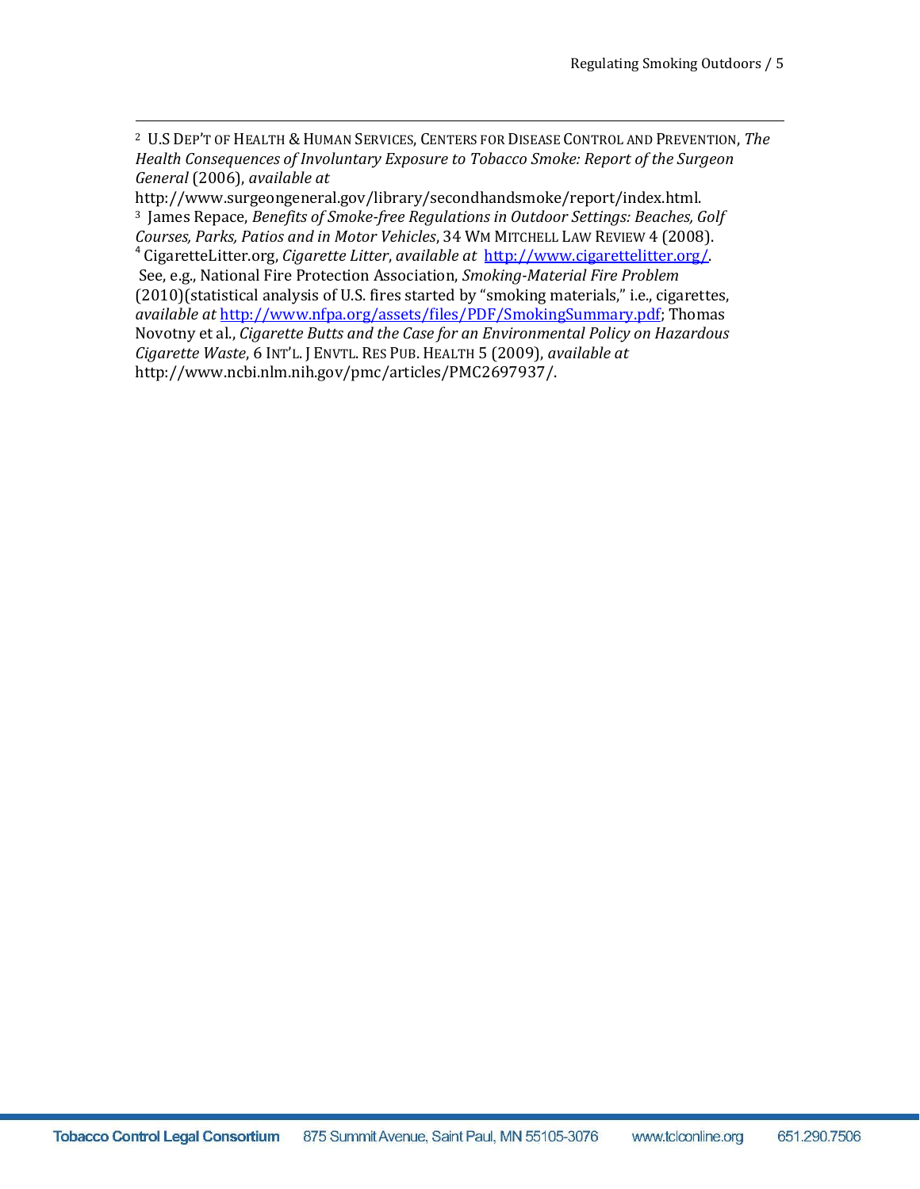[2] U.S DEP'T OF HEALTH & HUMAN SERVICES, CENTERS FOR DISEASE CONTROL AND PREVENTION, *The Health Consequences of Involuntary Exposure to Tobacco Smoke: Report of the Surgeon General* (2006), *available at* http://www.surgeongeneral.gov/library/secondhandsmoke/report/index.html.

[3] James Repace, *Benefits of Smoke-free Regulations in Outdoor Settings: Beaches, Golf Courses, Parks, Patios and in Motor Vehicles*, 34 WM MITCHELL LAW REVIEW 4 (2008).

[4] CigaretteLitter.org, *Cigarette Litter*, *available at* [http://www.cigarettelitter.org/](http://www.cigarettelitter.org/).
See, e.g., National Fire Protection Association, *Smoking-Material Fire Problem* (2010)(statistical analysis of U.S. fires started by "smoking materials," i.e., cigarettes, *available at* [http://www.nfpa.org/assets/files/PDF/SmokingSummary.pdf](http://www.nfpa.org/assets/files/PDF/SmokingSummary.pdf); Thomas Novotny et al., *Cigarette Butts and the Case for an Environmental Policy on Hazardous Cigarette Waste*, 6 INT'L. J ENVTL. RES PUB. HEALTH 5 (2009), *available at* http://www.ncbi.nlm.nih.gov/pmc/articles/PMC2697937/.